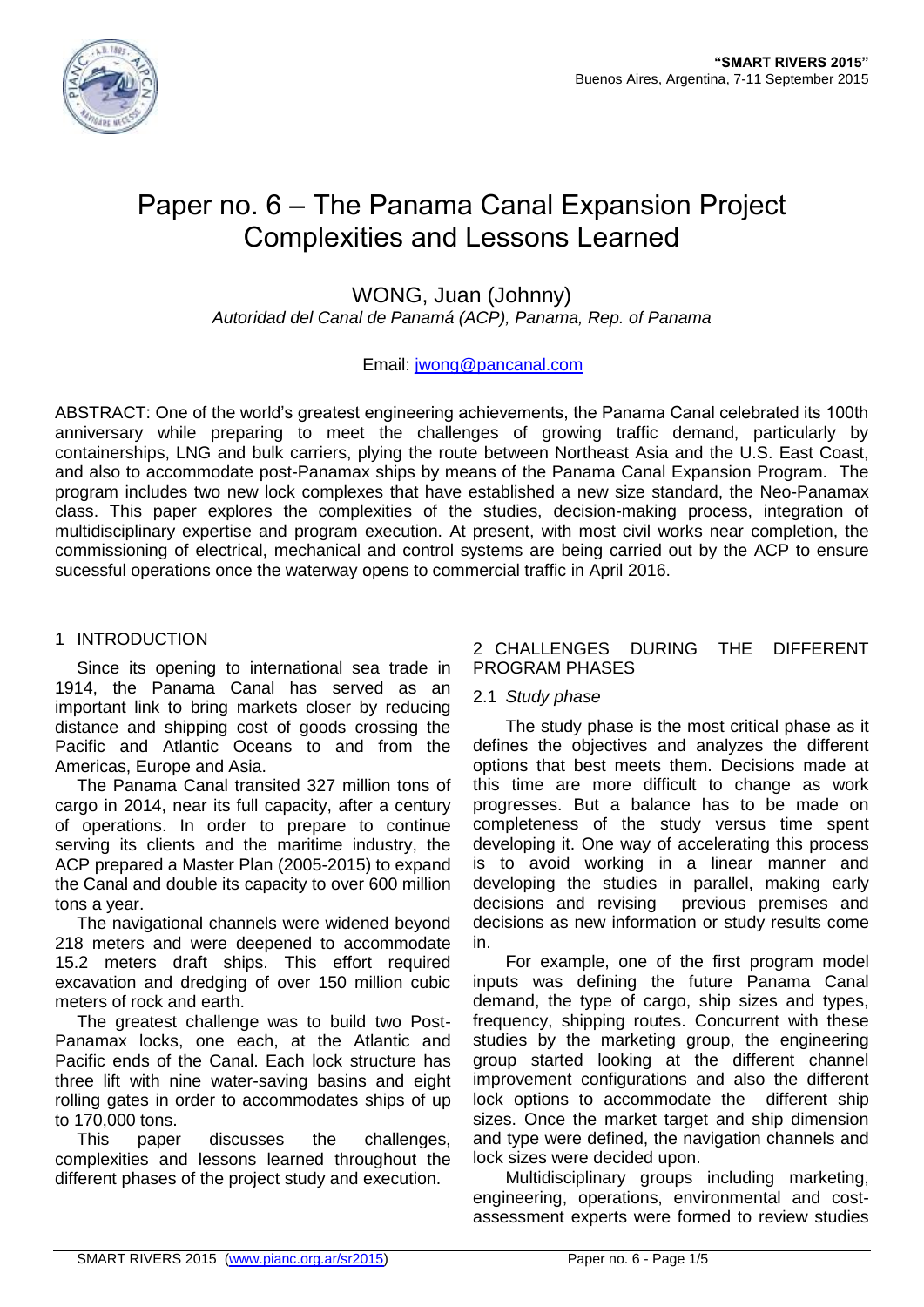# Paper no. 6 – The Panama Canal Expansion Project Complexities and Lessons Learned

WONG, Juan (Johnny)

*Autoridad del Canal de Panamá (ACP), Panama, Rep. of Panama*

Email: jwong@pancanal.com

ABSTRACT: One of the world's greatest engineering achievements, the Panama Canal celebrated its 100th anniversary while preparing to meet the challenges of growing traffic demand, particularly by containerships, LNG and bulk carriers, plying the route between Northeast Asia and the U.S. East Coast, and also to accommodate post-Panamax ships by means of the Panama Canal Expansion Program. The program includes two new lock complexes that have established a new size standard, the Neo-Panamax class. This paper explores the complexities of the studies, decision-making process, integration of multidisciplinary expertise and program execution. At present, with most civil works near completion, the commissioning of electrical, mechanical and control systems are being carried out by the ACP to ensure sucessful operations once the waterway opens to commercial traffic in April 2016.

## 1 INTRODUCTION

Since its opening to international sea trade in 1914, the Panama Canal has served as an important link to bring markets closer by reducing distance and shipping cost of goods crossing the Pacific and Atlantic Oceans to and from the Americas, Europe and Asia.

The Panama Canal transited 327 million tons of cargo in 2014, near its full capacity, after a century of operations. In order to prepare to continue serving its clients and the maritime industry, the ACP prepared a Master Plan (2005-2015) to expand the Canal and double its capacity to over 600 million tons a year.

The navigational channels were widened beyond 218 meters and were deepened to accommodate 15.2 meters draft ships. This effort required excavation and dredging of over 150 million cubic meters of rock and earth.

The greatest challenge was to build two Post-Panamax locks, one each, at the Atlantic and Pacific ends of the Canal. Each lock structure has three lift with nine water-saving basins and eight rolling gates in order to accommodates ships of up to 170,000 tons.

This paper discusses the challenges, complexities and lessons learned throughout the different phases of the project study and execution.

## 2 CHALLENGES DURING THE DIFFERENT PROGRAM PHASES

### 2.1 *Study phase*

The study phase is the most critical phase as it defines the objectives and analyzes the different options that best meets them. Decisions made at this time are more difficult to change as work progresses. But a balance has to be made on completeness of the study versus time spent developing it. One way of accelerating this process is to avoid working in a linear manner and developing the studies in parallel, making early decisions and revising previous premises and decisions as new information or study results come in.

For example, one of the first program model inputs was defining the future Panama Canal demand, the type of cargo, ship sizes and types, frequency, shipping routes. Concurrent with these studies by the marketing group, the engineering group started looking at the different channel improvement configurations and also the different lock options to accommodate the different ship sizes. Once the market target and ship dimension and type were defined, the navigation channels and lock sizes were decided upon.

Multidisciplinary groups including marketing, engineering, operations, environmental and cost-assessment experts were formed to review studies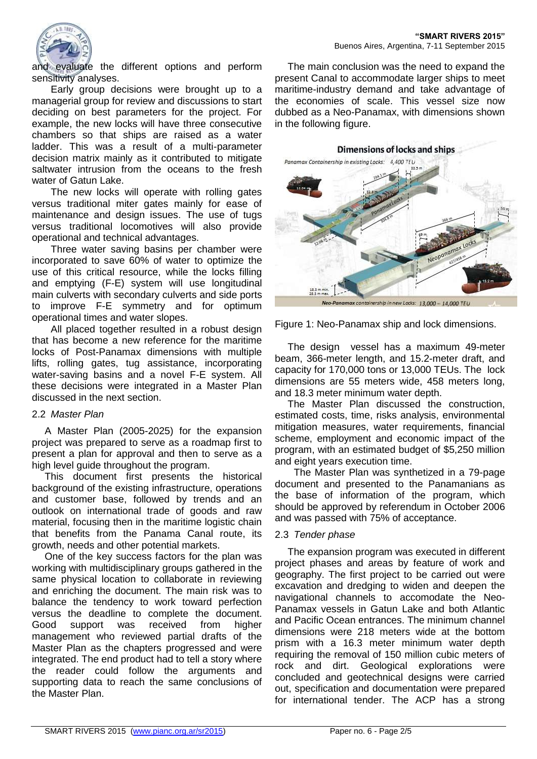and evaluate the different options and perform sensitivity analyses.

Early group decisions were brought up to a managerial group for review and discussions to start deciding on best parameters for the project. For example, the new locks will have three consecutive chambers so that ships are raised as a water ladder. This was a result of a multi-parameter decision matrix mainly as it contributed to mitigate saltwater intrusion from the oceans to the fresh water of Gatun Lake.

The new locks will operate with rolling gates versus traditional miter gates mainly for ease of maintenance and design issues. The use of tugs versus traditional locomotives will also provide operational and technical advantages.

Three water saving basins per chamber were incorporated to save 60% of water to optimize the use of this critical resource, while the locks filling and emptying (F-E) system will use longitudinal main culverts with secondary culverts and side ports to improve F-E symmetry and for optimum operational times and water slopes.

All placed together resulted in a robust design that has become a new reference for the maritime locks of Post-Panamax dimensions with multiple lifts, rolling gates, tug assistance, incorporating water-saving basins and a novel F-E system. All these decisions were integrated in a Master Plan discussed in the next section.

### 2.2 *Master Plan*

A Master Plan (2005-2025) for the expansion project was prepared to serve as a roadmap first to present a plan for approval and then to serve as a high level guide throughout the program.

This document first presents the historical background of the existing infrastructure, operations and customer base, followed by trends and an outlook on international trade of goods and raw material, focusing then in the maritime logistic chain that benefits from the Panama Canal route, its growth, needs and other potential markets.

One of the key success factors for the plan was working with multidisciplinary groups gathered in the same physical location to collaborate in reviewing and enriching the document. The main risk was to balance the tendency to work toward perfection versus the deadline to complete the document. Good support was received from higher management who reviewed partial drafts of the Master Plan as the chapters progressed and were integrated. The end product had to tell a story where the reader could follow the arguments and supporting data to reach the same conclusions of the Master Plan.

The main conclusion was the need to expand the present Canal to accommodate larger ships to meet maritime-industry demand and take advantage of the economies of scale. This vessel size now dubbed as a Neo-Panamax, with dimensions shown in the following figure.

Figure 1: Neo-Panamax ship and lock dimensions.

The design vessel has a maximum 49-meter beam, 366-meter length, and 15.2-meter draft, and capacity for 170,000 tons or 13,000 TEUs. The lock dimensions are 55 meters wide, 458 meters long, and 18.3 meter minimum water depth.

The Master Plan discussed the construction, estimated costs, time, risks analysis, environmental mitigation measures, water requirements, financial scheme, employment and economic impact of the program, with an estimated budget of $5,250 million and eight years execution time.

The Master Plan was synthetized in a 79-page document and presented to the Panamanians as the base of information of the program, which should be approved by referendum in October 2006 and was passed with 75% of acceptance.

### 2.3 *Tender phase*

The expansion program was executed in different project phases and areas by feature of work and geography. The first project to be carried out were excavation and dredging to widen and deepen the navigational channels to accomodate the Neo-Panamax vessels in Gatun Lake and both Atlantic and Pacific Ocean entrances. The minimum channel dimensions were 218 meters wide at the bottom prism with a 16.3 meter minimum water depth requiring the removal of 150 million cubic meters of rock and dirt. Geological explorations were concluded and geotechnical designs were carried out, specification and documentation were prepared for international tender. The ACP has a strong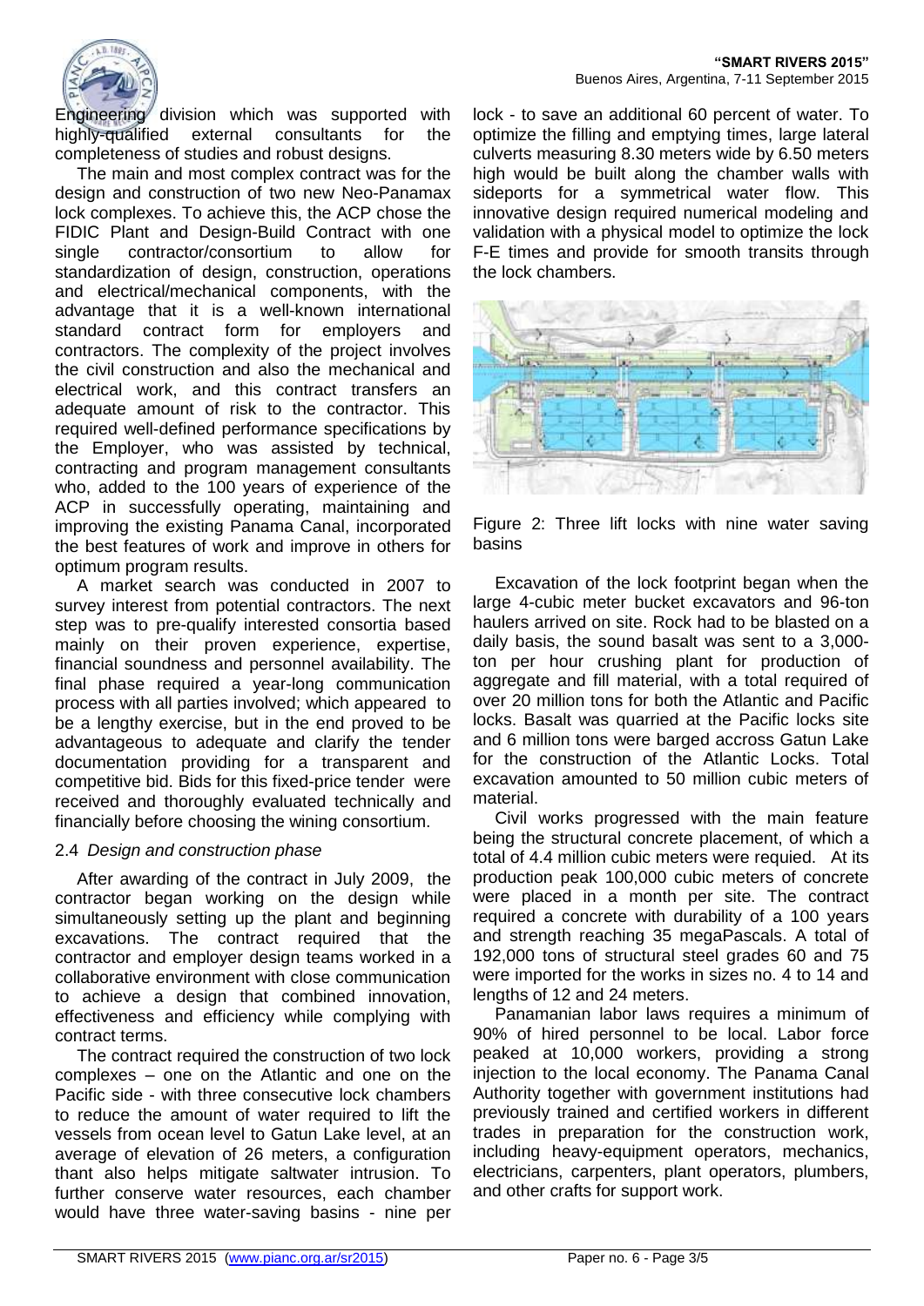Engineering division which was supported with highly-qualified external consultants for the completeness of studies and robust designs.

The main and most complex contract was for the design and construction of two new Neo-Panamax lock complexes. To achieve this, the ACP chose the FIDIC Plant and Design-Build Contract with one single contractor/consortium to allow for standardization of design, construction, operations and electrical/mechanical components, with the advantage that it is a well-known international standard contract form for employers and contractors. The complexity of the project involves the civil construction and also the mechanical and electrical work, and this contract transfers an adequate amount of risk to the contractor. This required well-defined performance specifications by the Employer, who was assisted by technical, contracting and program management consultants who, added to the 100 years of experience of the ACP in successfully operating, maintaining and improving the existing Panama Canal, incorporated the best features of work and improve in others for optimum program results.

A market search was conducted in 2007 to survey interest from potential contractors. The next step was to pre-qualify interested consortia based mainly on their proven experience, expertise, financial soundness and personnel availability. The final phase required a year-long communication process with all parties involved; which appeared to be a lengthy exercise, but in the end proved to be advantageous to adequate and clarify the tender documentation providing for a transparent and competitive bid. Bids for this fixed-price tender were received and thoroughly evaluated technically and financially before choosing the wining consortium.

### 2.4 *Design and construction phase*

After awarding of the contract in July 2009, the contractor began working on the design while simultaneously setting up the plant and beginning excavations. The contract required that the contractor and employer design teams worked in a collaborative environment with close communication to achieve a design that combined innovation, effectiveness and efficiency while complying with contract terms.

The contract required the construction of two lock complexes – one on the Atlantic and one on the Pacific side - with three consecutive lock chambers to reduce the amount of water required to lift the vessels from ocean level to Gatun Lake level, at an average of elevation of 26 meters, a configuration thant also helps mitigate saltwater intrusion. To further conserve water resources, each chamber would have three water-saving basins - nine per lock - to save an additional 60 percent of water. To optimize the filling and emptying times, large lateral culverts measuring 8.30 meters wide by 6.50 meters high would be built along the chamber walls with sideports for a symmetrical water flow. This innovative design required numerical modeling and validation with a physical model to optimize the lock F-E times and provide for smooth transits through the lock chambers.

Figure 2: Three lift locks with nine water saving basins

Excavation of the lock footprint began when the large 4-cubic meter bucket excavators and 96-ton haulers arrived on site. Rock had to be blasted on a daily basis, the sound basalt was sent to a 3,000-ton per hour crushing plant for production of aggregate and fill material, with a total required of over 20 million tons for both the Atlantic and Pacific locks. Basalt was quarried at the Pacific locks site and 6 million tons were barged accross Gatun Lake for the construction of the Atlantic Locks. Total excavation amounted to 50 million cubic meters of material.

Civil works progressed with the main feature being the structural concrete placement, of which a total of 4.4 million cubic meters were requied. At its production peak 100,000 cubic meters of concrete were placed in a month per site. The contract required a concrete with durability of a 100 years and strength reaching 35 megaPascals. A total of 192,000 tons of structural steel grades 60 and 75 were imported for the works in sizes no. 4 to 14 and lengths of 12 and 24 meters.

Panamanian labor laws requires a minimum of 90% of hired personnel to be local. Labor force peaked at 10,000 workers, providing a strong injection to the local economy. The Panama Canal Authority together with government institutions had previously trained and certified workers in different trades in preparation for the construction work, including heavy-equipment operators, mechanics, electricians, carpenters, plant operators, plumbers, and other crafts for support work.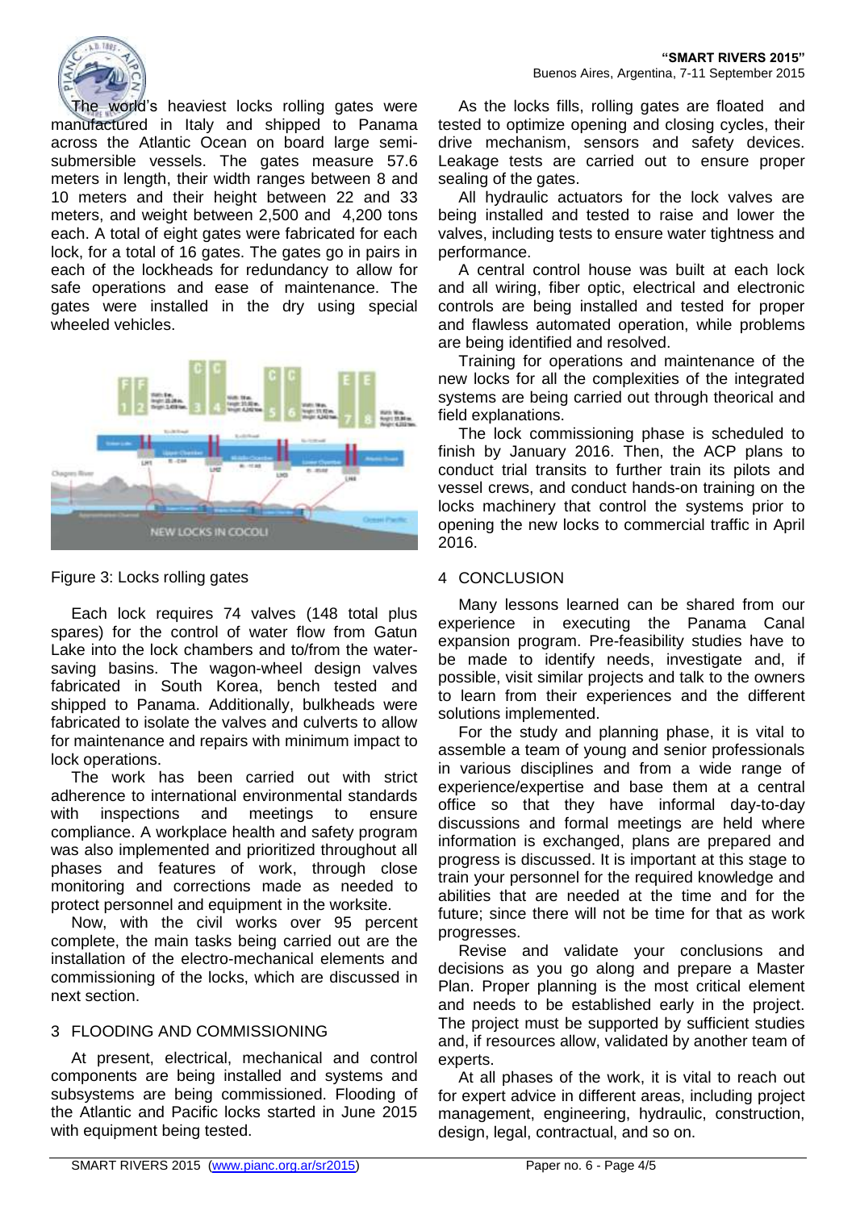The world's heaviest locks rolling gates were manufactured in Italy and shipped to Panama across the Atlantic Ocean on board large semi-submersible vessels. The gates measure 57.6 meters in length, their width ranges between 8 and 10 meters and their height between 22 and 33 meters, and weight between 2,500 and 4,200 tons each. A total of eight gates were fabricated for each lock, for a total of 16 gates. The gates go in pairs in each of the lockheads for redundancy to allow for safe operations and ease of maintenance. The gates were installed in the dry using special wheeled vehicles.

Figure 3: Locks rolling gates

Each lock requires 74 valves (148 total plus spares) for the control of water flow from Gatun Lake into the lock chambers and to/from the water-saving basins. The wagon-wheel design valves fabricated in South Korea, bench tested and shipped to Panama. Additionally, bulkheads were fabricated to isolate the valves and culverts to allow for maintenance and repairs with minimum impact to lock operations.

The work has been carried out with strict adherence to international environmental standards with inspections and meetings to ensure compliance. A workplace health and safety program was also implemented and prioritized throughout all phases and features of work, through close monitoring and corrections made as needed to protect personnel and equipment in the worksite.

Now, with the civil works over 95 percent complete, the main tasks being carried out are the installation of the electro-mechanical elements and commissioning of the locks, which are discussed in next section.

## 3 FLOODING AND COMMISSIONING

At present, electrical, mechanical and control components are being installed and systems and subsystems are being commissioned. Flooding of the Atlantic and Pacific locks started in June 2015 with equipment being tested.

As the locks fills, rolling gates are floated and tested to optimize opening and closing cycles, their drive mechanism, sensors and safety devices. Leakage tests are carried out to ensure proper sealing of the gates.

All hydraulic actuators for the lock valves are being installed and tested to raise and lower the valves, including tests to ensure water tightness and performance.

A central control house was built at each lock and all wiring, fiber optic, electrical and electronic controls are being installed and tested for proper and flawless automated operation, while problems are being identified and resolved.

Training for operations and maintenance of the new locks for all the complexities of the integrated systems are being carried out through theoretical and field explanations.

The lock commissioning phase is scheduled to finish by January 2016. Then, the ACP plans to conduct trial transits to further train its pilots and vessel crews, and conduct hands-on training on the locks machinery that control the systems prior to opening the new locks to commercial traffic in April 2016.

## 4 CONCLUSION

Many lessons learned can be shared from our experience in executing the Panama Canal expansion program. Pre-feasibility studies have to be made to identify needs, investigate and, if possible, visit similar projects and talk to the owners to learn from their experiences and the different solutions implemented.

For the study and planning phase, it is vital to assemble a team of young and senior professionals in various disciplines and from a wide range of experience/expertise and base them at a central office so that they have informal day-to-day discussions and formal meetings are held where information is exchanged, plans are prepared and progress is discussed. It is important at this stage to train your personnel for the required knowledge and abilities that are needed at the time and for the future; since there will not be time for that as work progresses.

Revise and validate your conclusions and decisions as you go along and prepare a Master Plan. Proper planning is the most critical element and needs to be established early in the project. The project must be supported by sufficient studies and, if resources allow, validated by another team of experts.

At all phases of the work, it is vital to reach out for expert advice in different areas, including project management, engineering, hydraulic, construction, design, legal, contractual, and so on.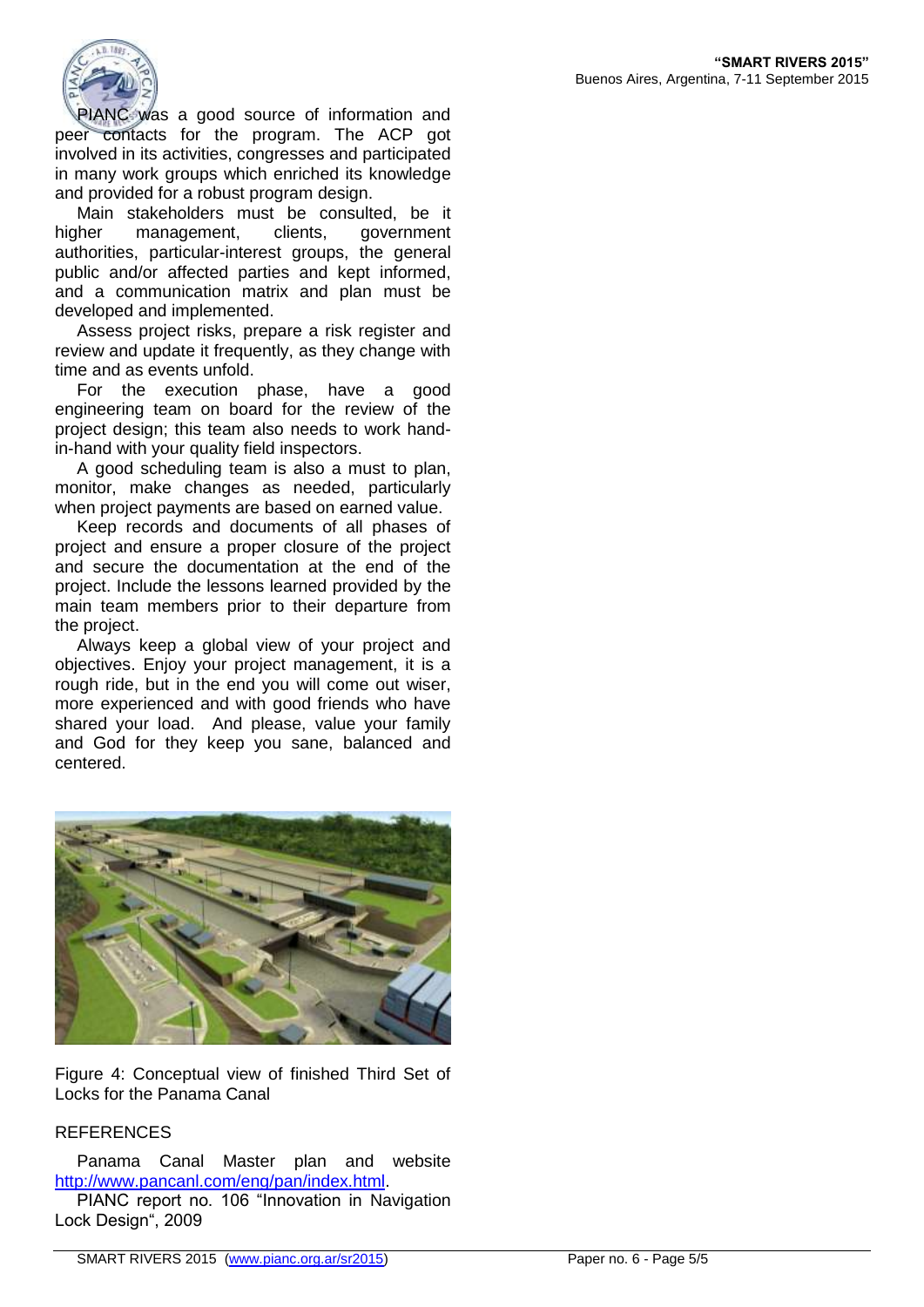PIANC was a good source of information and peer contacts for the program. The ACP got involved in its activities, congresses and participated in many work groups which enriched its knowledge and provided for a robust program design.

Main stakeholders must be consulted, be it higher management, clients, government authorities, particular-interest groups, the general public and/or affected parties and kept informed, and a communication matrix and plan must be developed and implemented.

Assess project risks, prepare a risk register and review and update it frequently, as they change with time and as events unfold.

For the execution phase, have a good engineering team on board for the review of the project design; this team also needs to work hand-in-hand with your quality field inspectors.

A good scheduling team is also a must to plan, monitor, make changes as needed, particularly when project payments are based on earned value.

Keep records and documents of all phases of project and ensure a proper closure of the project and secure the documentation at the end of the project. Include the lessons learned provided by the main team members prior to their departure from the project.

Always keep a global view of your project and objectives. Enjoy your project management, it is a rough ride, but in the end you will come out wiser, more experienced and with good friends who have shared your load. And please, value your family and God for they keep you sane, balanced and centered.

Figure 4: Conceptual view of finished Third Set of Locks for the Panama Canal

## REFERENCES

Panama Canal Master plan and website http://www.pancanl.com/eng/pan/index.html.

PIANC report no. 106 "Innovation in Navigation Lock Design", 2009